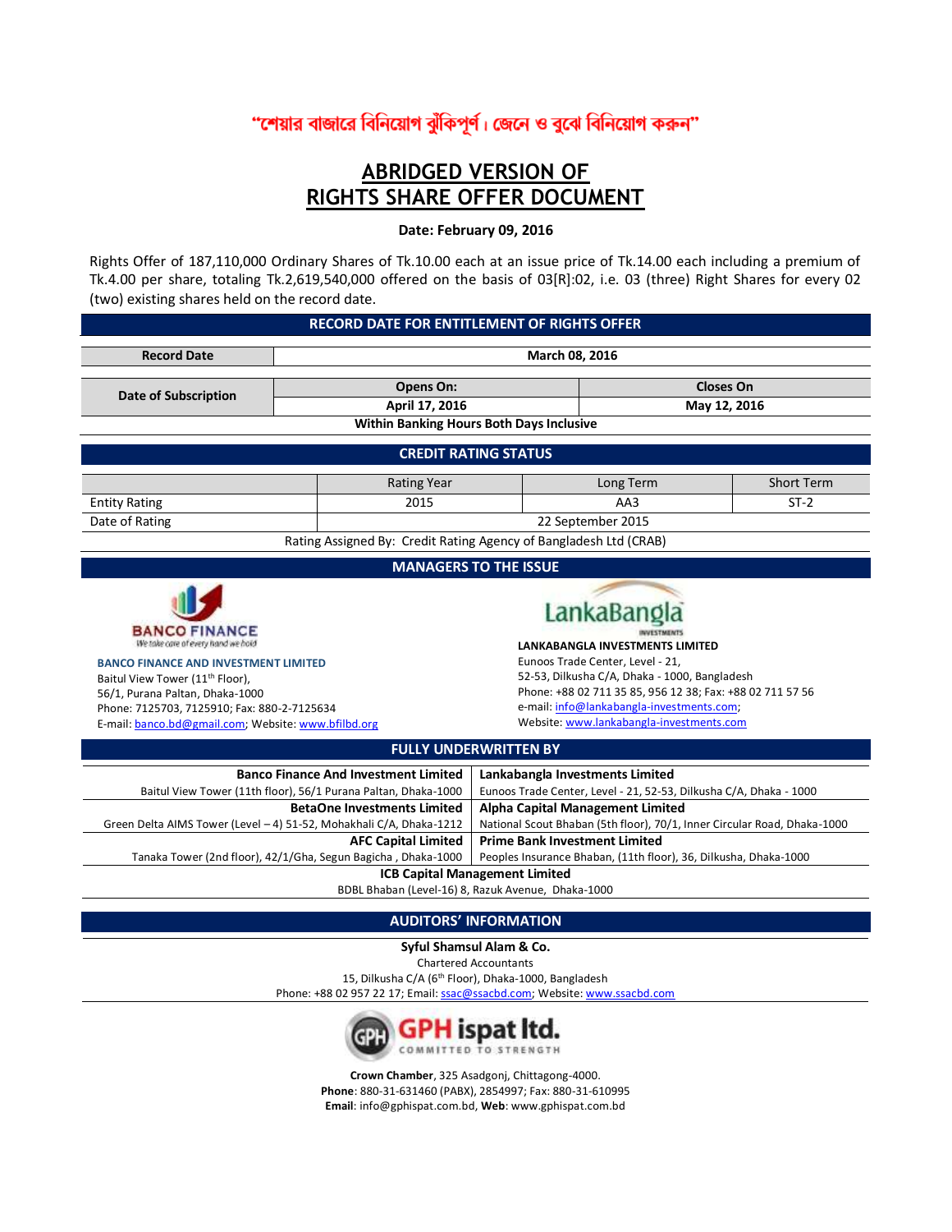"শেয়ার বাজারে বিনিয়োগ ঝুঁকিপূর্ণ। জেনে ও বুঝে বিনিয়োগ করুন"

# ABRIDGED VERSION OF RIGHTS SHARE OFFER DOCUMENT

**Date: February 09, 2016**

Rights Offer of 187,110,000 Ordinary Shares of Tk.10.00 each at an issue price of Tk.14.00 each including a premium of Tk.4.00 per share, totaling Tk.2,619,540,000 offered on the basis of 03[R]:02, i.e. 03 (three) Right Shares for every 02 (two) existing shares held on the record date.

## RECORD DATE FOR ENTITLEMENT OF RIGHTS OFFER

| Record Date | March 08, 2016 | |
|---|---|---|
| Date of Subscription | Opens On: | Closes On |
| | April 17, 2016 | May 12, 2016 |
| | Within Banking Hours Both Days Inclusive | |

## CREDIT RATING STATUS

| | Rating Year | Long Term | Short Term |
|---|---|---|---|
| Entity Rating | 2015 | AA3 | ST-2 |
| Date of Rating | 22 September 2015 | | |

Rating Assigned By: Credit Rating Agency of Bangladesh Ltd (CRAB)

## MANAGERS TO THE ISSUE

**BANCO FINANCE AND INVESTMENT LIMITED**
Baitul View Tower (11th Floor),
56/1, Purana Paltan, Dhaka-1000
Phone: 7125703, 7125910; Fax: 880-2-7125634
E-mail: banco.bd@gmail.com; Website: www.bfilbd.org

**LANKABANGLA INVESTMENTS LIMITED**
Eunoos Trade Center, Level - 21,
52-53, Dilkusha C/A, Dhaka - 1000, Bangladesh
Phone: +88 02 711 35 85, 956 12 38; Fax: +88 02 711 57 56
e-mail: info@lankabangla-investments.com;
Website: www.lankabangla-investments.com

## FULLY UNDERWRITTEN BY

| | |
|---|---|
| **Banco Finance And Investment Limited**<br>Baitul View Tower (11th floor), 56/1 Purana Paltan, Dhaka-1000 | **Lankabangla Investments Limited**<br>Eunoos Trade Center, Level - 21, 52-53, Dilkusha C/A, Dhaka - 1000 |
| **BetaOne Investments Limited**<br>Green Delta AIMS Tower (Level – 4) 51-52, Mohakhali C/A, Dhaka-1212 | **Alpha Capital Management Limited**<br>National Scout Bhaban (5th floor), 70/1, Inner Circular Road, Dhaka-1000 |
| **AFC Capital Limited**<br>Tanaka Tower (2nd floor), 42/1/Gha, Segun Bagicha , Dhaka-1000 | **Prime Bank Investment Limited**<br>Peoples Insurance Bhaban, (11th floor), 36, Dilkusha, Dhaka-1000 |

**ICB Capital Management Limited**
BDBL Bhaban (Level-16) 8, Razuk Avenue, Dhaka-1000

## AUDITORS' INFORMATION

**Syful Shamsul Alam & Co.**
Chartered Accountants
15, Dilkusha C/A (6th Floor), Dhaka-1000, Bangladesh
Phone: +88 02 957 22 17; Email: ssac@ssacbd.com; Website: www.ssacbd.com

**GPH ispat ltd.**
COMMITTED TO STRENGTH

**Crown Chamber**, 325 Asadgonj, Chittagong-4000.
**Phone**: 880-31-631460 (PABX), 2854997; Fax: 880-31-610995
**Email**: info@gphispat.com.bd, **Web**: www.gphispat.com.bd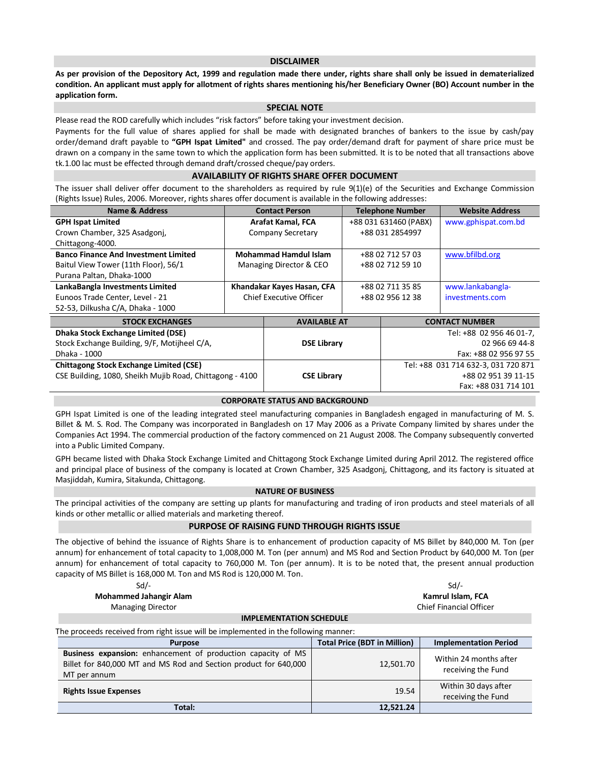## DISCLAIMER

**As per provision of the Depository Act, 1999 and regulation made there under, rights share shall only be issued in dematerialized condition. An applicant must apply for allotment of rights shares mentioning his/her Beneficiary Owner (BO) Account number in the application form.**

## SPECIAL NOTE

Please read the ROD carefully which includes "risk factors" before taking your investment decision.

Payments for the full value of shares applied for shall be made with designated branches of bankers to the issue by cash/pay order/demand draft payable to **"GPH Ispat Limited"** and crossed. The pay order/demand draft for payment of share price must be drawn on a company in the same town to which the application form has been submitted. It is to be noted that all transactions above tk.1.00 lac must be effected through demand draft/crossed cheque/pay orders.

## AVAILABILITY OF RIGHTS SHARE OFFER DOCUMENT

The issuer shall deliver offer document to the shareholders as required by rule 9(1)(e) of the Securities and Exchange Commission (Rights Issue) Rules, 2006. Moreover, rights shares offer document is available in the following addresses:

| Name & Address | Contact Person | Telephone Number | Website Address |
|---|---|---|---|
| **GPH Ispat Limited**<br>Crown Chamber, 325 Asadgonj, Chittagong-4000. | **Arafat Kamal, FCA**<br>Company Secretary | +88 031 631460 (PABX)<br>+88 031 2854997 | www.gphispat.com.bd |
| **Banco Finance And Investment Limited**<br>Baitul View Tower (11th Floor), 56/1 Purana Paltan, Dhaka-1000 | **Mohammad Hamdul Islam**<br>Managing Director & CEO | +88 02 712 57 03<br>+88 02 712 59 10 | www.bfilbd.org |
| **LankaBangla Investments Limited**<br>Eunoos Trade Center, Level - 21<br>52-53, Dilkusha C/A, Dhaka - 1000 | **Khandakar Kayes Hasan, CFA**<br>Chief Executive Officer | +88 02 711 35 85<br>+88 02 956 12 38 | www.lankabangla-investments.com |

| STOCK EXCHANGES | AVAILABLE AT | CONTACT NUMBER |
|---|---|---|
| **Dhaka Stock Exchange Limited (DSE)**<br>Stock Exchange Building, 9/F, Motijheel C/A, Dhaka - 1000 | **DSE Library** | Tel: +88 02 956 46 01-7, 02 966 69 44-8<br>Fax: +88 02 956 97 55 |
| **Chittagong Stock Exchange Limited (CSE)**<br>CSE Building, 1080, Sheikh Mujib Road, Chittagong - 4100 | **CSE Library** | Tel: +88 031 714 632-3, 031 720 871<br>+88 02 951 39 11-15<br>Fax: +88 031 714 101 |

## CORPORATE STATUS AND BACKGROUND

GPH Ispat Limited is one of the leading integrated steel manufacturing companies in Bangladesh engaged in manufacturing of M. S. Billet & M. S. Rod. The Company was incorporated in Bangladesh on 17 May 2006 as a Private Company limited by shares under the Companies Act 1994. The commercial production of the factory commenced on 21 August 2008. The Company subsequently converted into a Public Limited Company.

GPH became listed with Dhaka Stock Exchange Limited and Chittagong Stock Exchange Limited during April 2012. The registered office and principal place of business of the company is located at Crown Chamber, 325 Asadgonj, Chittagong, and its factory is situated at Masjiddah, Kumira, Sitakunda, Chittagong.

## NATURE OF BUSINESS

The principal activities of the company are setting up plants for manufacturing and trading of iron products and steel materials of all kinds or other metallic or allied materials and marketing thereof.

## PURPOSE OF RAISING FUND THROUGH RIGHTS ISSUE

The objective of behind the issuance of Rights Share is to enhancement of production capacity of MS Billet by 840,000 M. Ton (per annum) for enhancement of total capacity to 1,008,000 M. Ton (per annum) and MS Rod and Section Product by 640,000 M. Ton (per annum) for enhancement of total capacity to 760,000 M. Ton (per annum). It is to be noted that, the present annual production capacity of MS Billet is 168,000 M. Ton and MS Rod is 120,000 M. Ton.

| Sd/-<br>**Mohammed Jahangir Alam**<br>Managing Director | Sd/-<br>**Kamrul Islam, FCA**<br>Chief Financial Officer |
|---|---|

## IMPLEMENTATION SCHEDULE

The proceeds received from right issue will be implemented in the following manner:

| Purpose | Total Price (BDT in Million) | Implementation Period |
|---|---|---|
| **Business expansion:** enhancement of production capacity of MS Billet for 840,000 MT and MS Rod and Section product for 640,000 MT per annum | 12,501.70 | Within 24 months after receiving the Fund |
| **Rights Issue Expenses** | 19.54 | Within 30 days after receiving the Fund |
| **Total:** | **12,521.24** | |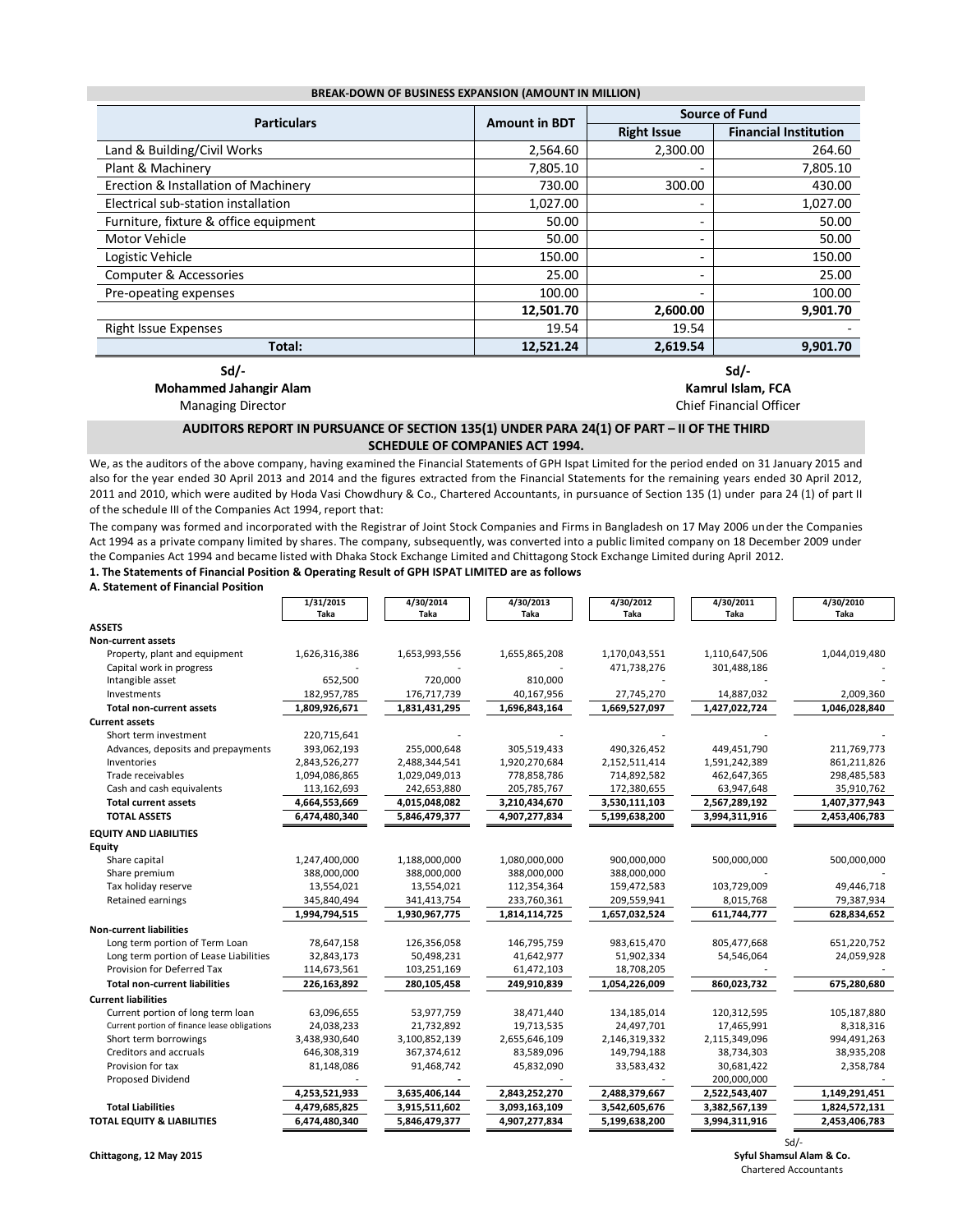**BREAK-DOWN OF BUSINESS EXPANSION (AMOUNT IN MILLION)**

| Particulars | Amount in BDT | Source of Fund | |
|---|---|---|---|
| | | Right Issue | Financial Institution |
| Land & Building/Civil Works | 2,564.60 | 2,300.00 | 264.60 |
| Plant & Machinery | 7,805.10 | - | 7,805.10 |
| Erection & Installation of Machinery | 730.00 | 300.00 | 430.00 |
| Electrical sub-station installation | 1,027.00 | - | 1,027.00 |
| Furniture, fixture & office equipment | 50.00 | - | 50.00 |
| Motor Vehicle | 50.00 | - | 50.00 |
| Logistic Vehicle | 150.00 | - | 150.00 |
| Computer & Accessories | 25.00 | - | 25.00 |
| Pre-opeating expenses | 100.00 | - | 100.00 |
| | **12,501.70** | **2,600.00** | **9,901.70** |
| Right Issue Expenses | 19.54 | 19.54 | - |
| **Total:** | **12,521.24** | **2,619.54** | **9,901.70** |

**Sd/-**
**Mohammed Jahangir Alam**
Managing Director

**Sd/-**
**Kamrul Islam, FCA**
Chief Financial Officer

## AUDITORS REPORT IN PURSUANCE OF SECTION 135(1) UNDER PARA 24(1) OF PART – II OF THE THIRD SCHEDULE OF COMPANIES ACT 1994.

We, as the auditors of the above company, having examined the Financial Statements of GPH Ispat Limited for the period ended on 31 January 2015 and also for the year ended 30 April 2013 and 2014 and the figures extracted from the Financial Statements for the remaining years ended 30 April 2012, 2011 and 2010, which were audited by Hoda Vasi Chowdhury & Co., Chartered Accountants, in pursuance of Section 135 (1) under para 24 (1) of part II of the schedule III of the Companies Act 1994, report that:

The company was formed and incorporated with the Registrar of Joint Stock Companies and Firms in Bangladesh on 17 May 2006 under the Companies Act 1994 as a private company limited by shares. The company, subsequently, was converted into a public limited company on 18 December 2009 under the Companies Act 1994 and became listed with Dhaka Stock Exchange Limited and Chittagong Stock Exchange Limited during April 2012.

**1. The Statements of Financial Position & Operating Result of GPH ISPAT LIMITED are as follows**

**A. Statement of Financial Position**

| | 1/31/2015 Taka | 4/30/2014 Taka | 4/30/2013 Taka | 4/30/2012 Taka | 4/30/2011 Taka | 4/30/2010 Taka |
|---|---|---|---|---|---|---|
| **ASSETS** | | | | | | |
| **Non-current assets** | | | | | | |
| Property, plant and equipment | 1,626,316,386 | 1,653,993,556 | 1,655,865,208 | 1,170,043,551 | 1,110,647,506 | 1,044,019,480 |
| Capital work in progress | - | - | - | 471,738,276 | 301,488,186 | - |
| Intangible asset | 652,500 | 720,000 | 810,000 | - | - | - |
| Investments | 182,957,785 | 176,717,739 | 40,167,956 | 27,745,270 | 14,887,032 | 2,009,360 |
| **Total non-current assets** | **1,809,926,671** | **1,831,431,295** | **1,696,843,164** | **1,669,527,097** | **1,427,022,724** | **1,046,028,840** |
| **Current assets** | | | | | | |
| Short term investment | 220,715,641 | - | - | - | - | - |
| Advances, deposits and prepayments | 393,062,193 | 255,000,648 | 305,519,433 | 490,326,452 | 449,451,790 | 211,769,773 |
| Inventories | 2,843,526,277 | 2,488,344,541 | 1,920,270,684 | 2,152,511,414 | 1,591,242,389 | 861,211,826 |
| Trade receivables | 1,094,086,865 | 1,029,049,013 | 778,858,786 | 714,892,582 | 462,647,365 | 298,485,583 |
| Cash and cash equivalents | 113,162,693 | 242,653,880 | 205,785,767 | 172,380,655 | 63,947,648 | 35,910,762 |
| **Total current assets** | **4,664,553,669** | **4,015,048,082** | **3,210,434,670** | **3,530,111,103** | **2,567,289,192** | **1,407,377,943** |
| **TOTAL ASSETS** | **6,474,480,340** | **5,846,479,377** | **4,907,277,834** | **5,199,638,200** | **3,994,311,916** | **2,453,406,783** |
| **EQUITY AND LIABILITIES** | | | | | | |
| **Equity** | | | | | | |
| Share capital | 1,247,400,000 | 1,188,000,000 | 1,080,000,000 | 900,000,000 | 500,000,000 | 500,000,000 |
| Share premium | 388,000,000 | 388,000,000 | 388,000,000 | 388,000,000 | - | - |
| Tax holiday reserve | 13,554,021 | 13,554,021 | 112,354,364 | 159,472,583 | 103,729,009 | 49,446,718 |
| Retained earnings | 345,840,494 | 341,413,754 | 233,760,361 | 209,559,941 | 8,015,768 | 79,387,934 |
| | 1,994,794,515 | 1,930,967,775 | 1,814,114,725 | 1,657,032,524 | 611,744,777 | 628,834,652 |
| **Non-current liabilities** | | | | | | |
| Long term portion of Term Loan | 78,647,158 | 126,356,058 | 146,795,759 | 983,615,470 | 805,477,668 | 651,220,752 |
| Long term portion of Lease Liabilities | 32,843,173 | 50,498,231 | 41,642,977 | 51,902,334 | 54,546,064 | 24,059,928 |
| Provision for Deferred Tax | 114,673,561 | 103,251,169 | 61,472,103 | 18,708,205 | - | - |
| **Total non-current liabilities** | **226,163,892** | **280,105,458** | **249,910,839** | **1,054,226,009** | **860,023,732** | **675,280,680** |
| **Current liabilities** | | | | | | |
| Current portion of long term loan | 63,096,655 | 53,977,759 | 38,471,440 | 134,185,014 | 120,312,595 | 105,187,880 |
| Current portion of finance lease obligations | 24,038,233 | 21,732,892 | 19,713,535 | 24,497,701 | 17,465,991 | 8,318,316 |
| Short term borrowings | 3,438,930,640 | 3,100,852,139 | 2,655,646,109 | 2,146,319,332 | 2,115,349,096 | 994,491,263 |
| Creditors and accruals | 646,308,319 | 367,374,612 | 83,589,096 | 149,794,188 | 38,734,303 | 38,935,208 |
| Provision for tax | 81,148,086 | 91,468,742 | 45,832,090 | 33,583,432 | 30,681,422 | 2,358,784 |
| Proposed Dividend | - | - | - | - | 200,000,000 | - |
| | 4,253,521,933 | 3,635,406,144 | 2,843,252,270 | 2,488,379,667 | 2,522,543,407 | 1,149,291,451 |
| **Total Liabilities** | **4,479,685,825** | **3,915,511,602** | **3,093,163,109** | **3,542,605,676** | **3,382,567,139** | **1,824,572,131** |
| **TOTAL EQUITY & LIABILITIES** | **6,474,480,340** | **5,846,479,377** | **4,907,277,834** | **5,199,638,200** | **3,994,311,916** | **2,453,406,783** |

**Chittagong, 12 May 2015**

Sd/-
**Syful Shamsul Alam & Co.**
Chartered Accountants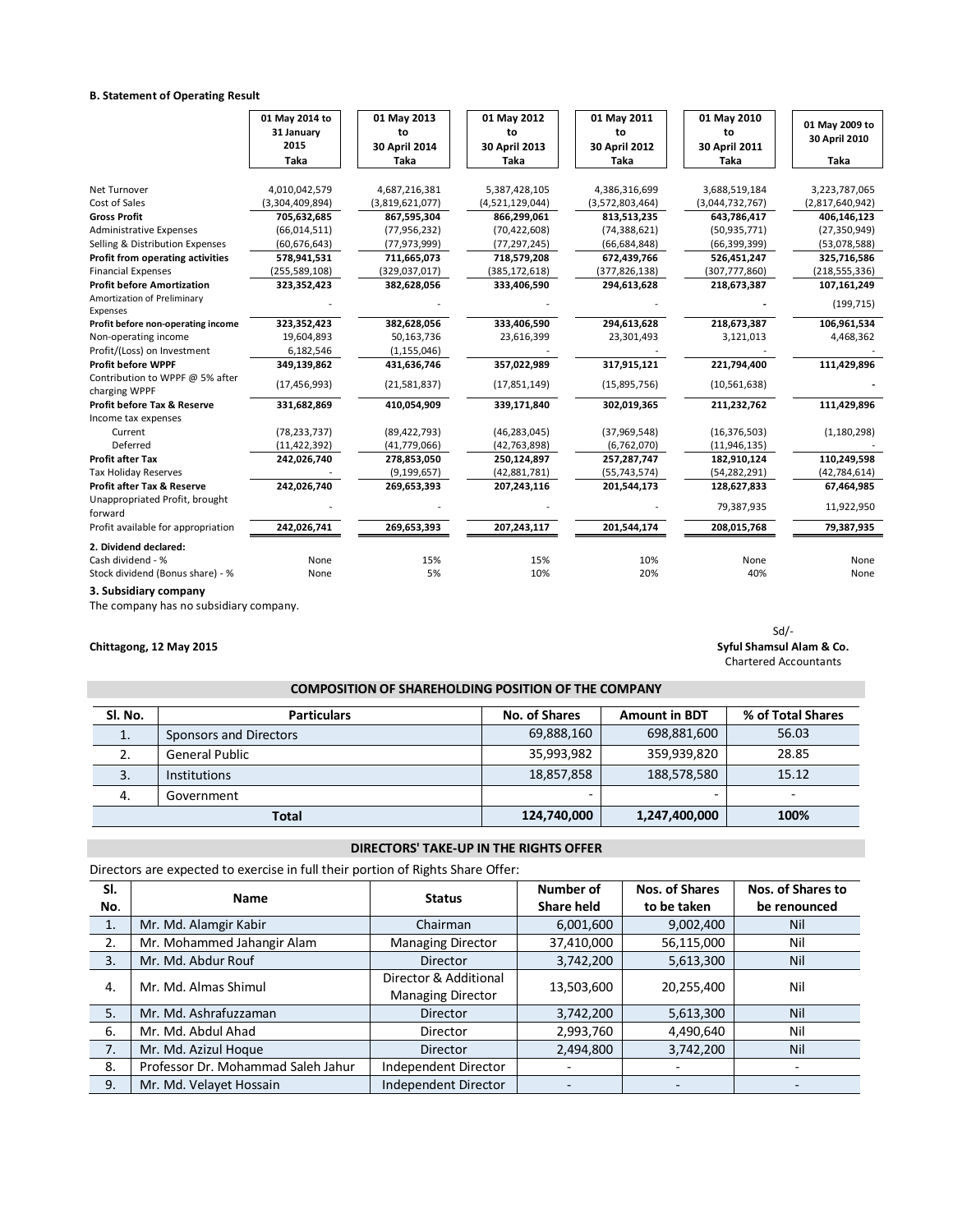**B. Statement of Operating Result**

| | 01 May 2014 to 31 January 2015 Taka | 01 May 2013 to 30 April 2014 Taka | 01 May 2012 to 30 April 2013 Taka | 01 May 2011 to 30 April 2012 Taka | 01 May 2010 to 30 April 2011 Taka | 01 May 2009 to 30 April 2010 Taka |
|---|---|---|---|---|---|---|
| Net Turnover | 4,010,042,579 | 4,687,216,381 | 5,387,428,105 | 4,386,316,699 | 3,688,519,184 | 3,223,787,065 |
| Cost of Sales | (3,304,409,894) | (3,819,621,077) | (4,521,129,044) | (3,572,803,464) | (3,044,732,767) | (2,817,640,942) |
| **Gross Profit** | **705,632,685** | **867,595,304** | **866,299,061** | **813,513,235** | **643,786,417** | **406,146,123** |
| Administrative Expenses | (66,014,511) | (77,956,232) | (70,422,608) | (74,388,621) | (50,935,771) | (27,350,949) |
| Selling & Distribution Expenses | (60,676,643) | (77,973,999) | (77,297,245) | (66,684,848) | (66,399,399) | (53,078,588) |
| **Profit from operating activities** | **578,941,531** | **711,665,073** | **718,579,208** | **672,439,766** | **526,451,247** | **325,716,586** |
| Financial Expenses | (255,589,108) | (329,037,017) | (385,172,618) | (377,826,138) | (307,777,860) | (218,555,336) |
| **Profit before Amortization** | **323,352,423** | **382,628,056** | **333,406,590** | **294,613,628** | **218,673,387** | **107,161,249** |
| Amortization of Preliminary Expenses | - | - | - | - | - | (199,715) |
| **Profit before non-operating income** | **323,352,423** | **382,628,056** | **333,406,590** | **294,613,628** | **218,673,387** | **106,961,534** |
| Non-operating income | 19,604,893 | 50,163,736 | 23,616,399 | 23,301,493 | 3,121,013 | 4,468,362 |
| Profit/(Loss) on Investment | 6,182,546 | (1,155,046) | - | - | - | - |
| **Profit before WPPF** | **349,139,862** | **431,636,746** | **357,022,989** | **317,915,121** | **221,794,400** | **111,429,896** |
| Contribution to WPPF @ 5% after charging WPPF | (17,456,993) | (21,581,837) | (17,851,149) | (15,895,756) | (10,561,638) | - |
| **Profit before Tax & Reserve** | **331,682,869** | **410,054,909** | **339,171,840** | **302,019,365** | **211,232,762** | **111,429,896** |
| Income tax expenses | | | | | | |
| Current | (78,233,737) | (89,422,793) | (46,283,045) | (37,969,548) | (16,376,503) | (1,180,298) |
| Deferred | (11,422,392) | (41,779,066) | (42,763,898) | (6,762,070) | (11,946,135) | - |
| **Profit after Tax** | **242,026,740** | **278,853,050** | **250,124,897** | **257,287,747** | **182,910,124** | **110,249,598** |
| Tax Holiday Reserves | - | (9,199,657) | (42,881,781) | (55,743,574) | (54,282,291) | (42,784,614) |
| **Profit after Tax & Reserve** | **242,026,740** | **269,653,393** | **207,243,116** | **201,544,173** | **128,627,833** | **67,464,985** |
| Unappropriated Profit, brought forward | - | - | - | - | 79,387,935 | 11,922,950 |
| Profit available for appropriation | 242,026,741 | 269,653,393 | 207,243,117 | 201,544,174 | 208,015,768 | 79,387,935 |
| **2. Dividend declared:** | | | | | | |
| Cash dividend - % | None | 15% | 15% | 10% | None | None |
| Stock dividend (Bonus share) - % | None | 5% | 10% | 20% | 40% | None |

**3. Subsidiary company**

The company has no subsidiary company.

Sd/-
**Syful Shamsul Alam & Co.**
Chartered Accountants

**Chittagong, 12 May 2015**

**COMPOSITION OF SHAREHOLDING POSITION OF THE COMPANY**

| Sl. No. | Particulars | No. of Shares | Amount in BDT | % of Total Shares |
|---|---|---|---|---|
| 1. | Sponsors and Directors | 69,888,160 | 698,881,600 | 56.03 |
| 2. | General Public | 35,993,982 | 359,939,820 | 28.85 |
| 3. | Institutions | 18,857,858 | 188,578,580 | 15.12 |
| 4. | Government | - | - | - |
| | **Total** | **124,740,000** | **1,247,400,000** | **100%** |

**DIRECTORS' TAKE-UP IN THE RIGHTS OFFER**

Directors are expected to exercise in full their portion of Rights Share Offer:

| Sl. No. | Name | Status | Number of Share held | Nos. of Shares to be taken | Nos. of Shares to be renounced |
|---|---|---|---|---|---|
| 1. | Mr. Md. Alamgir Kabir | Chairman | 6,001,600 | 9,002,400 | Nil |
| 2. | Mr. Mohammed Jahangir Alam | Managing Director | 37,410,000 | 56,115,000 | Nil |
| 3. | Mr. Md. Abdur Rouf | Director | 3,742,200 | 5,613,300 | Nil |
| 4. | Mr. Md. Almas Shimul | Director & Additional Managing Director | 13,503,600 | 20,255,400 | Nil |
| 5. | Mr. Md. Ashrafuzzaman | Director | 3,742,200 | 5,613,300 | Nil |
| 6. | Mr. Md. Abdul Ahad | Director | 2,993,760 | 4,490,640 | Nil |
| 7. | Mr. Md. Azizul Hoque | Director | 2,494,800 | 3,742,200 | Nil |
| 8. | Professor Dr. Mohammad Saleh Jahur | Independent Director | - | - | - |
| 9. | Mr. Md. Velayet Hossain | Independent Director | - | - | - |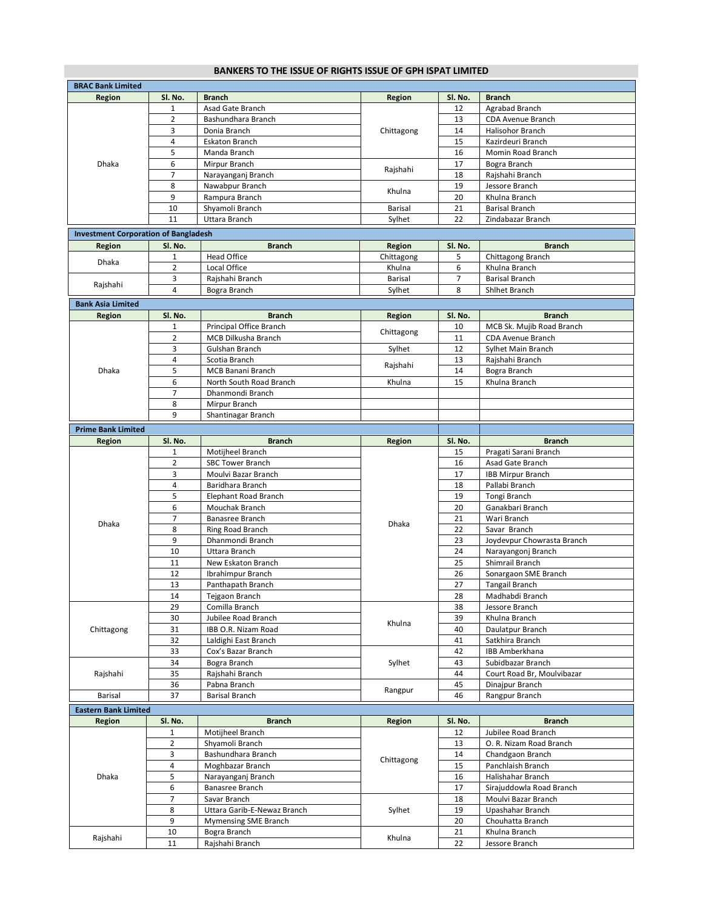# BANKERS TO THE ISSUE OF RIGHTS ISSUE OF GPH ISPAT LIMITED

## BRAC Bank Limited

| Region | Sl. No. | Branch | Region | Sl. No. | Branch |
|---|---|---|---|---|---|
| Dhaka | 1 | Asad Gate Branch | Chittagong | 12 | Agrabad Branch |
| | 2 | Bashundhara Branch | | 13 | CDA Avenue Branch |
| | 3 | Donia Branch | | 14 | Halisohor Branch |
| | 4 | Eskaton Branch | | 15 | Kazirdeuri Branch |
| | 5 | Manda Branch | | 16 | Momin Road Branch |
| | 6 | Mirpur Branch | Rajshahi | 17 | Bogra Branch |
| | 7 | Narayanganj Branch | | 18 | Rajshahi Branch |
| | 8 | Nawabpur Branch | Khulna | 19 | Jessore Branch |
| | 9 | Rampura Branch | | 20 | Khulna Branch |
| | 10 | Shyamoli Branch | Barisal | 21 | Barisal Branch |
| | 11 | Uttara Branch | Sylhet | 22 | Zindabazar Branch |

## Investment Corporation of Bangladesh

| Region | Sl. No. | Branch | Region | Sl. No. | Branch |
|---|---|---|---|---|---|
| Dhaka | 1 | Head Office | Chittagong | 5 | Chittagong Branch |
| | 2 | Local Office | Khulna | 6 | Khulna Branch |
| Rajshahi | 3 | Rajshahi Branch | Barisal | 7 | Barisal Branch |
| | 4 | Bogra Branch | Sylhet | 8 | Shlhet Branch |

## Bank Asia Limited

| Region | Sl. No. | Branch | Region | Sl. No. | Branch |
|---|---|---|---|---|---|
| Dhaka | 1 | Principal Office Branch | Chittagong | 10 | MCB Sk. Mujib Road Branch |
| | 2 | MCB Dilkusha Branch | | 11 | CDA Avenue Branch |
| | 3 | Gulshan Branch | Sylhet | 12 | Sylhet Main Branch |
| | 4 | Scotia Branch | Rajshahi | 13 | Rajshahi Branch |
| | 5 | MCB Banani Branch | | 14 | Bogra Branch |
| | 6 | North South Road Branch | Khulna | 15 | Khulna Branch |
| | 7 | Dhanmondi Branch | | | |
| | 8 | Mirpur Branch | | | |
| | 9 | Shantinagar Branch | | | |

## Prime Bank Limited

| Region | Sl. No. | Branch | Region | Sl. No. | Branch |
|---|---|---|---|---|---|
| Dhaka | 1 | Motijheel Branch | Dhaka | 15 | Pragati Sarani Branch |
| | 2 | SBC Tower Branch | | 16 | Asad Gate Branch |
| | 3 | Moulvi Bazar Branch | | 17 | IBB Mirpur Branch |
| | 4 | Baridhara Branch | | 18 | Pallabi Branch |
| | 5 | Elephant Road Branch | | 19 | Tongi Branch |
| | 6 | Mouchak Branch | | 20 | Ganakbari Branch |
| | 7 | Banasree Branch | | 21 | Wari Branch |
| | 8 | Ring Road Branch | | 22 | Savar Branch |
| | 9 | Dhanmondi Branch | | 23 | Joydevpur Chowrasta Branch |
| | 10 | Uttara Branch | | 24 | Narayangonj Branch |
| | 11 | New Eskaton Branch | | 25 | Shimrail Branch |
| | 12 | Ibrahimpur Branch | | 26 | Sonargaon SME Branch |
| | 13 | Panthapath Branch | | 27 | Tangail Branch |
| | 14 | Tejgaon Branch | | 28 | Madhabdi Branch |
| Chittagong | 29 | Comilla Branch | Khulna | 38 | Jessore Branch |
| | 30 | Jubilee Road Branch | | 39 | Khulna Branch |
| | 31 | IBB O.R. Nizam Road | | 40 | Daulatpur Branch |
| | 32 | Laldighi East Branch | | 41 | Satkhira Branch |
| | 33 | Cox's Bazar Branch | Sylhet | 42 | IBB Amberkhana |
| Rajshahi | 34 | Bogra Branch | | 43 | Subidbazar Branch |
| | 35 | Rajshahi Branch | | 44 | Court Road Br, Moulvibazar |
| | 36 | Pabna Branch | Rangpur | 45 | Dinajpur Branch |
| Barisal | 37 | Barisal Branch | | 46 | Rangpur Branch |

## Eastern Bank Limited

| Region | Sl. No. | Branch | Region | Sl. No. | Branch |
|---|---|---|---|---|---|
| Dhaka | 1 | Motijheel Branch | Chittagong | 12 | Jubilee Road Branch |
| | 2 | Shyamoli Branch | | 13 | O. R. Nizam Road Branch |
| | 3 | Bashundhara Branch | | 14 | Chandgaon Branch |
| | 4 | Moghbazar Branch | | 15 | Panchlaish Branch |
| | 5 | Narayanganj Branch | | 16 | Halishahar Branch |
| | 6 | Banasree Branch | | 17 | Sirajuddowla Road Branch |
| | 7 | Savar Branch | Sylhet | 18 | Moulvi Bazar Branch |
| | 8 | Uttara Garib-E-Newaz Branch | | 19 | Upashahar Branch |
| | 9 | Mymensing SME Branch | | 20 | Chouhatta Branch |
| Rajshahi | 10 | Bogra Branch | Khulna | 21 | Khulna Branch |
| | 11 | Rajshahi Branch | | 22 | Jessore Branch |